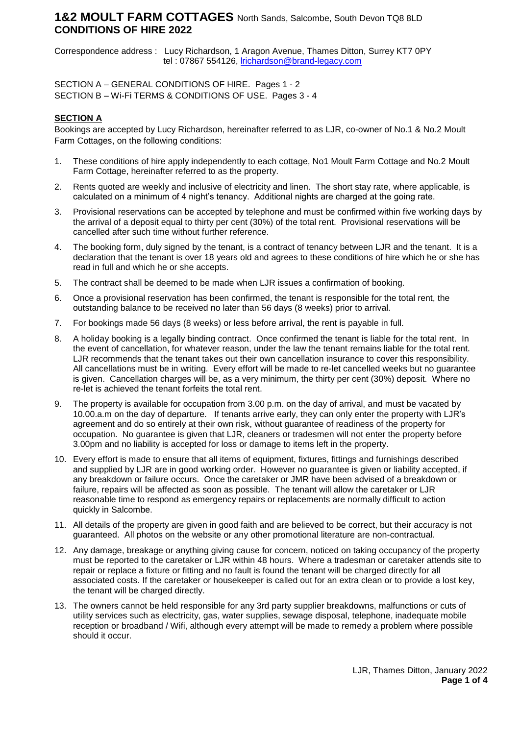# 1&2 MOULT FARM COTTAGES North Sands, Salcombe, South Devon TQ8 8LD
## CONDITIONS OF HIRE 2022

Correspondence address : Lucy Richardson, 1 Aragon Avenue, Thames Ditton, Surrey KT7 0PY
tel : 07867 554126, lrichardson@brand-legacy.com

SECTION A – GENERAL CONDITIONS OF HIRE. Pages 1 - 2
SECTION B – Wi-Fi TERMS & CONDITIONS OF USE. Pages 3 - 4

**SECTION A**

Bookings are accepted by Lucy Richardson, hereinafter referred to as LJR, co-owner of No.1 & No.2 Moult Farm Cottages, on the following conditions:

1. These conditions of hire apply independently to each cottage, No1 Moult Farm Cottage and No.2 Moult Farm Cottage, hereinafter referred to as the property.
2. Rents quoted are weekly and inclusive of electricity and linen. The short stay rate, where applicable, is calculated on a minimum of 4 night's tenancy. Additional nights are charged at the going rate.
3. Provisional reservations can be accepted by telephone and must be confirmed within five working days by the arrival of a deposit equal to thirty per cent (30%) of the total rent. Provisional reservations will be cancelled after such time without further reference.
4. The booking form, duly signed by the tenant, is a contract of tenancy between LJR and the tenant. It is a declaration that the tenant is over 18 years old and agrees to these conditions of hire which he or she has read in full and which he or she accepts.
5. The contract shall be deemed to be made when LJR issues a confirmation of booking.
6. Once a provisional reservation has been confirmed, the tenant is responsible for the total rent, the outstanding balance to be received no later than 56 days (8 weeks) prior to arrival.
7. For bookings made 56 days (8 weeks) or less before arrival, the rent is payable in full.
8. A holiday booking is a legally binding contract. Once confirmed the tenant is liable for the total rent. In the event of cancellation, for whatever reason, under the law the tenant remains liable for the total rent. LJR recommends that the tenant takes out their own cancellation insurance to cover this responsibility. All cancellations must be in writing. Every effort will be made to re-let cancelled weeks but no guarantee is given. Cancellation charges will be, as a very minimum, the thirty per cent (30%) deposit. Where no re-let is achieved the tenant forfeits the total rent.
9. The property is available for occupation from 3.00 p.m. on the day of arrival, and must be vacated by 10.00.a.m on the day of departure. If tenants arrive early, they can only enter the property with LJR's agreement and do so entirely at their own risk, without guarantee of readiness of the property for occupation. No guarantee is given that LJR, cleaners or tradesmen will not enter the property before 3.00pm and no liability is accepted for loss or damage to items left in the property.
10. Every effort is made to ensure that all items of equipment, fixtures, fittings and furnishings described and supplied by LJR are in good working order. However no guarantee is given or liability accepted, if any breakdown or failure occurs. Once the caretaker or JMR have been advised of a breakdown or failure, repairs will be affected as soon as possible. The tenant will allow the caretaker or LJR reasonable time to respond as emergency repairs or replacements are normally difficult to action quickly in Salcombe.
11. All details of the property are given in good faith and are believed to be correct, but their accuracy is not guaranteed. All photos on the website or any other promotional literature are non-contractual.
12. Any damage, breakage or anything giving cause for concern, noticed on taking occupancy of the property must be reported to the caretaker or LJR within 48 hours. Where a tradesman or caretaker attends site to repair or replace a fixture or fitting and no fault is found the tenant will be charged directly for all associated costs. If the caretaker or housekeeper is called out for an extra clean or to provide a lost key, the tenant will be charged directly.
13. The owners cannot be held responsible for any 3rd party supplier breakdowns, malfunctions or cuts of utility services such as electricity, gas, water supplies, sewage disposal, telephone, inadequate mobile reception or broadband / Wifi, although every attempt will be made to remedy a problem where possible should it occur.

LJR, Thames Ditton, January 2022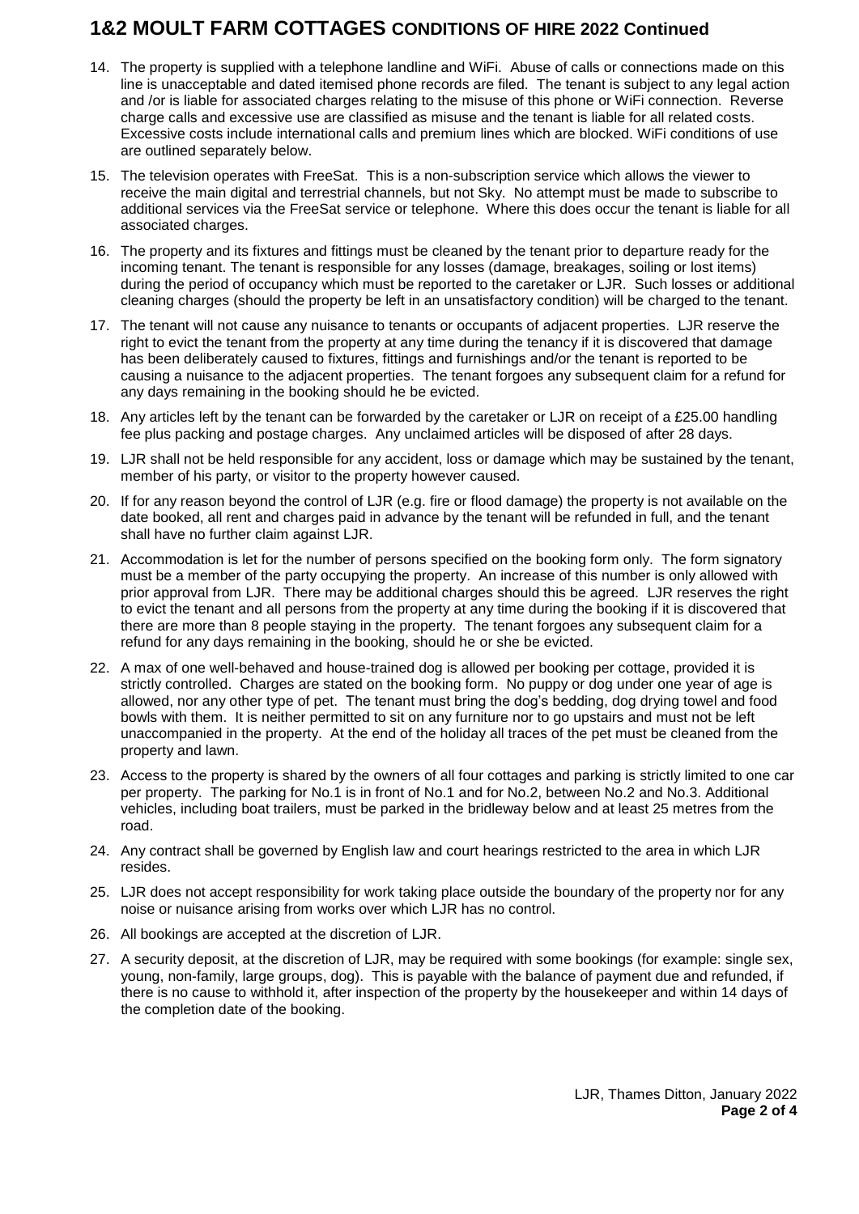# 1&2 MOULT FARM COTTAGES CONDITIONS OF HIRE 2022 Continued

14. The property is supplied with a telephone landline and WiFi. Abuse of calls or connections made on this line is unacceptable and dated itemised phone records are filed. The tenant is subject to any legal action and /or is liable for associated charges relating to the misuse of this phone or WiFi connection. Reverse charge calls and excessive use are classified as misuse and the tenant is liable for all related costs. Excessive costs include international calls and premium lines which are blocked. WiFi conditions of use are outlined separately below.
15. The television operates with FreeSat. This is a non-subscription service which allows the viewer to receive the main digital and terrestrial channels, but not Sky. No attempt must be made to subscribe to additional services via the FreeSat service or telephone. Where this does occur the tenant is liable for all associated charges.
16. The property and its fixtures and fittings must be cleaned by the tenant prior to departure ready for the incoming tenant. The tenant is responsible for any losses (damage, breakages, soiling or lost items) during the period of occupancy which must be reported to the caretaker or LJR. Such losses or additional cleaning charges (should the property be left in an unsatisfactory condition) will be charged to the tenant.
17. The tenant will not cause any nuisance to tenants or occupants of adjacent properties. LJR reserve the right to evict the tenant from the property at any time during the tenancy if it is discovered that damage has been deliberately caused to fixtures, fittings and furnishings and/or the tenant is reported to be causing a nuisance to the adjacent properties. The tenant forgoes any subsequent claim for a refund for any days remaining in the booking should he be evicted.
18. Any articles left by the tenant can be forwarded by the caretaker or LJR on receipt of a £25.00 handling fee plus packing and postage charges. Any unclaimed articles will be disposed of after 28 days.
19. LJR shall not be held responsible for any accident, loss or damage which may be sustained by the tenant, member of his party, or visitor to the property however caused.
20. If for any reason beyond the control of LJR (e.g. fire or flood damage) the property is not available on the date booked, all rent and charges paid in advance by the tenant will be refunded in full, and the tenant shall have no further claim against LJR.
21. Accommodation is let for the number of persons specified on the booking form only. The form signatory must be a member of the party occupying the property. An increase of this number is only allowed with prior approval from LJR. There may be additional charges should this be agreed. LJR reserves the right to evict the tenant and all persons from the property at any time during the booking if it is discovered that there are more than 8 people staying in the property. The tenant forgoes any subsequent claim for a refund for any days remaining in the booking, should he or she be evicted.
22. A max of one well-behaved and house-trained dog is allowed per booking per cottage, provided it is strictly controlled. Charges are stated on the booking form. No puppy or dog under one year of age is allowed, nor any other type of pet. The tenant must bring the dog's bedding, dog drying towel and food bowls with them. It is neither permitted to sit on any furniture nor to go upstairs and must not be left unaccompanied in the property. At the end of the holiday all traces of the pet must be cleaned from the property and lawn.
23. Access to the property is shared by the owners of all four cottages and parking is strictly limited to one car per property. The parking for No.1 is in front of No.1 and for No.2, between No.2 and No.3. Additional vehicles, including boat trailers, must be parked in the bridleway below and at least 25 metres from the road.
24. Any contract shall be governed by English law and court hearings restricted to the area in which LJR resides.
25. LJR does not accept responsibility for work taking place outside the boundary of the property nor for any noise or nuisance arising from works over which LJR has no control.
26. All bookings are accepted at the discretion of LJR.
27. A security deposit, at the discretion of LJR, may be required with some bookings (for example: single sex, young, non-family, large groups, dog). This is payable with the balance of payment due and refunded, if there is no cause to withhold it, after inspection of the property by the housekeeper and within 14 days of the completion date of the booking.

LJR, Thames Ditton, January 2022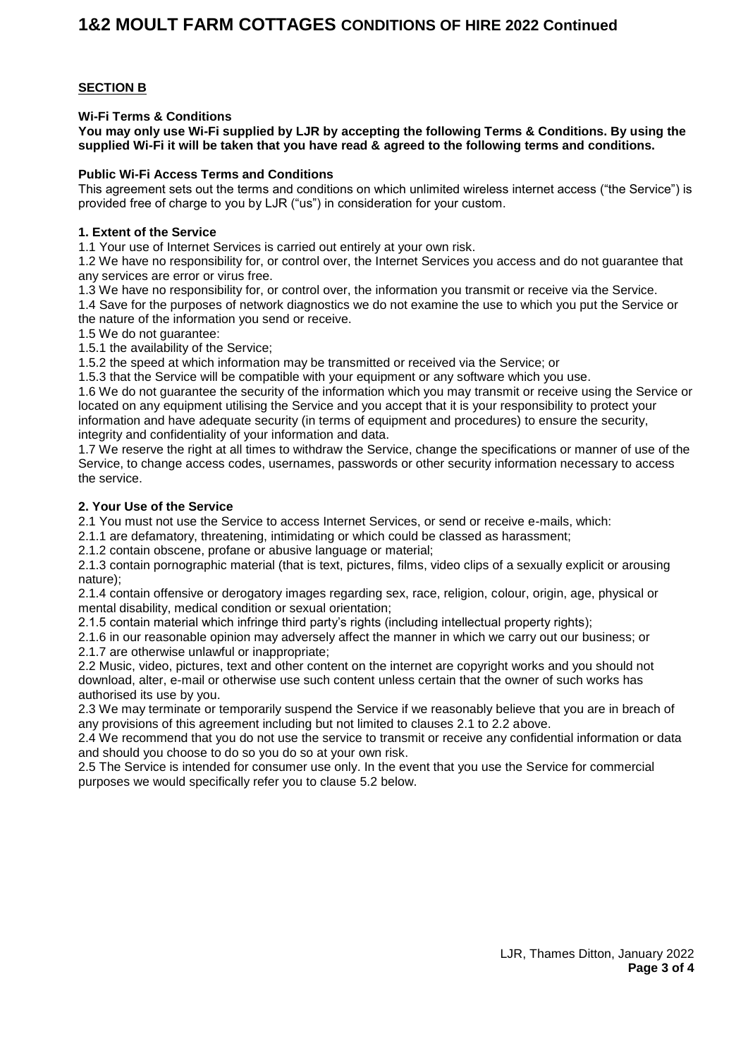**SECTION B**

**Wi-Fi Terms & Conditions**

**You may only use Wi-Fi supplied by LJR by accepting the following Terms & Conditions. By using the supplied Wi-Fi it will be taken that you have read & agreed to the following terms and conditions.**

**Public Wi-Fi Access Terms and Conditions**

This agreement sets out the terms and conditions on which unlimited wireless internet access ("the Service") is provided free of charge to you by LJR ("us") in consideration for your custom.

**1. Extent of the Service**

1.1 Your use of Internet Services is carried out entirely at your own risk.

1.2 We have no responsibility for, or control over, the Internet Services you access and do not guarantee that any services are error or virus free.

1.3 We have no responsibility for, or control over, the information you transmit or receive via the Service.

1.4 Save for the purposes of network diagnostics we do not examine the use to which you put the Service or the nature of the information you send or receive.

1.5 We do not guarantee:

1.5.1 the availability of the Service;

1.5.2 the speed at which information may be transmitted or received via the Service; or

1.5.3 that the Service will be compatible with your equipment or any software which you use.

1.6 We do not guarantee the security of the information which you may transmit or receive using the Service or located on any equipment utilising the Service and you accept that it is your responsibility to protect your information and have adequate security (in terms of equipment and procedures) to ensure the security, integrity and confidentiality of your information and data.

1.7 We reserve the right at all times to withdraw the Service, change the specifications or manner of use of the Service, to change access codes, usernames, passwords or other security information necessary to access the service.

**2. Your Use of the Service**

2.1 You must not use the Service to access Internet Services, or send or receive e-mails, which:

2.1.1 are defamatory, threatening, intimidating or which could be classed as harassment;

2.1.2 contain obscene, profane or abusive language or material;

2.1.3 contain pornographic material (that is text, pictures, films, video clips of a sexually explicit or arousing nature);

2.1.4 contain offensive or derogatory images regarding sex, race, religion, colour, origin, age, physical or mental disability, medical condition or sexual orientation;

2.1.5 contain material which infringe third party's rights (including intellectual property rights);

2.1.6 in our reasonable opinion may adversely affect the manner in which we carry out our business; or

2.1.7 are otherwise unlawful or inappropriate;

2.2 Music, video, pictures, text and other content on the internet are copyright works and you should not download, alter, e-mail or otherwise use such content unless certain that the owner of such works has authorised its use by you.

2.3 We may terminate or temporarily suspend the Service if we reasonably believe that you are in breach of any provisions of this agreement including but not limited to clauses 2.1 to 2.2 above.

2.4 We recommend that you do not use the service to transmit or receive any confidential information or data and should you choose to do so you do so at your own risk.

2.5 The Service is intended for consumer use only. In the event that you use the Service for commercial purposes we would specifically refer you to clause 5.2 below.

LJR, Thames Ditton, January 2022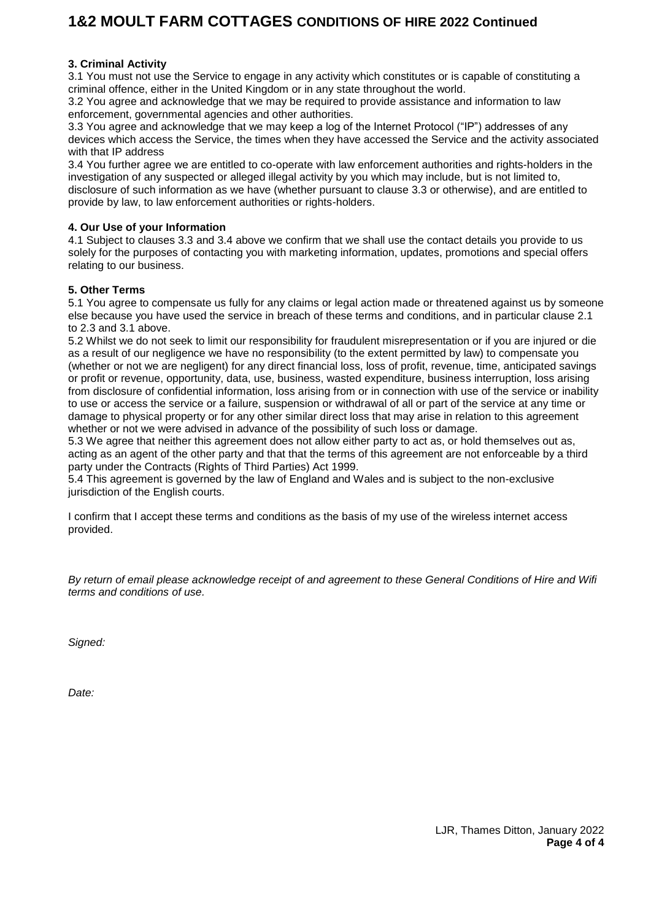### 3. Criminal Activity

3.1 You must not use the Service to engage in any activity which constitutes or is capable of constituting a criminal offence, either in the United Kingdom or in any state throughout the world.

3.2 You agree and acknowledge that we may be required to provide assistance and information to law enforcement, governmental agencies and other authorities.

3.3 You agree and acknowledge that we may keep a log of the Internet Protocol ("IP") addresses of any devices which access the Service, the times when they have accessed the Service and the activity associated with that IP address

3.4 You further agree we are entitled to co-operate with law enforcement authorities and rights-holders in the investigation of any suspected or alleged illegal activity by you which may include, but is not limited to, disclosure of such information as we have (whether pursuant to clause 3.3 or otherwise), and are entitled to provide by law, to law enforcement authorities or rights-holders.

### 4. Our Use of your Information

4.1 Subject to clauses 3.3 and 3.4 above we confirm that we shall use the contact details you provide to us solely for the purposes of contacting you with marketing information, updates, promotions and special offers relating to our business.

### 5. Other Terms

5.1 You agree to compensate us fully for any claims or legal action made or threatened against us by someone else because you have used the service in breach of these terms and conditions, and in particular clause 2.1 to 2.3 and 3.1 above.

5.2 Whilst we do not seek to limit our responsibility for fraudulent misrepresentation or if you are injured or die as a result of our negligence we have no responsibility (to the extent permitted by law) to compensate you (whether or not we are negligent) for any direct financial loss, loss of profit, revenue, time, anticipated savings or profit or revenue, opportunity, data, use, business, wasted expenditure, business interruption, loss arising from disclosure of confidential information, loss arising from or in connection with use of the service or inability to use or access the service or a failure, suspension or withdrawal of all or part of the service at any time or damage to physical property or for any other similar direct loss that may arise in relation to this agreement whether or not we were advised in advance of the possibility of such loss or damage.

5.3 We agree that neither this agreement does not allow either party to act as, or hold themselves out as, acting as an agent of the other party and that that the terms of this agreement are not enforceable by a third party under the Contracts (Rights of Third Parties) Act 1999.

5.4 This agreement is governed by the law of England and Wales and is subject to the non-exclusive jurisdiction of the English courts.

I confirm that I accept these terms and conditions as the basis of my use of the wireless internet access provided.

*By return of email please acknowledge receipt of and agreement to these General Conditions of Hire and Wifi terms and conditions of use.*

*Signed:*

*Date:*

LJR, Thames Ditton, January 2022